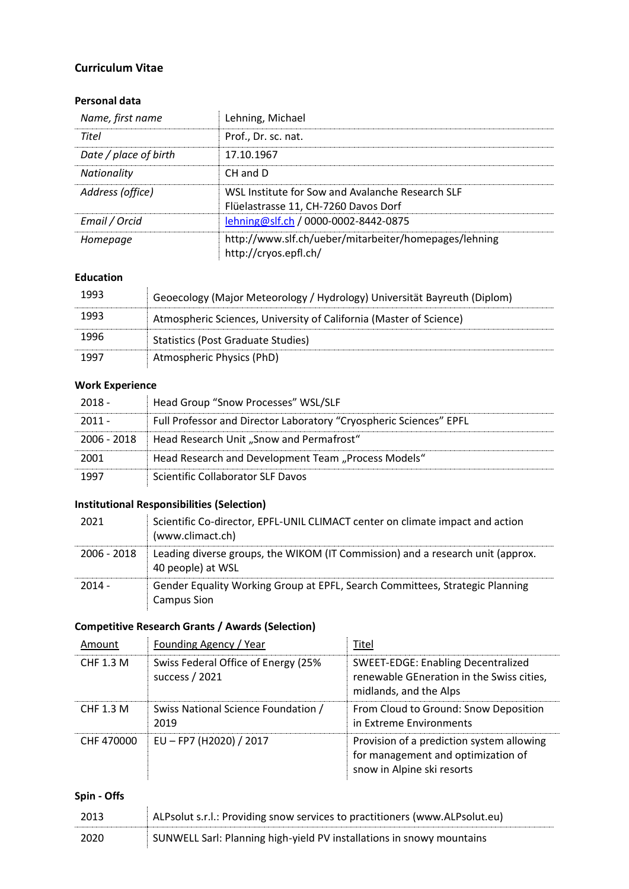# Curriculum Vitae

### Personal data

| | |
|---|---|
| *Name, first name* | Lehning, Michael |
| *Titel* | Prof., Dr. sc. nat. |
| *Date / place of birth* | 17.10.1967 |
| *Nationality* | CH and D |
| *Address (office)* | WSL Institute for Sow and Avalanche Research SLF<br>Flüelastrasse 11, CH-7260 Davos Dorf |
| *Email / Orcid* | lehning@slf.ch / 0000-0002-8442-0875 |
| *Homepage* | http://www.slf.ch/ueber/mitarbeiter/homepages/lehning<br>http://cryos.epfl.ch/ |

### Education

| | |
|---|---|
| 1993 | Geoecology (Major Meteorology / Hydrology) Universität Bayreuth (Diplom) |
| 1993 | Atmospheric Sciences, University of California (Master of Science) |
| 1996 | Statistics (Post Graduate Studies) |
| 1997 | Atmospheric Physics (PhD) |

### Work Experience

| | |
|---|---|
| 2018 - | Head Group "Snow Processes" WSL/SLF |
| 2011 - | Full Professor and Director Laboratory "Cryospheric Sciences" EPFL |
| 2006 - 2018 | Head Research Unit „Snow and Permafrost" |
| 2001 | Head Research and Development Team „Process Models" |
| 1997 | Scientific Collaborator SLF Davos |

### Institutional Responsibilities (Selection)

| | |
|---|---|
| 2021 | Scientific Co-director, EPFL-UNIL CLIMACT center on climate impact and action (www.climact.ch) |
| 2006 - 2018 | Leading diverse groups, the WIKOM (IT Commission) and a research unit (approx. 40 people) at WSL |
| 2014 - | Gender Equality Working Group at EPFL, Search Committees, Strategic Planning Campus Sion |

### Competitive Research Grants / Awards (Selection)

| Amount | Founding Agency / Year | Titel |
|---|---|---|
| CHF 1.3 M | Swiss Federal Office of Energy (25% success / 2021 | SWEET-EDGE: Enabling Decentralized renewable GEneration in the Swiss cities, midlands, and the Alps |
| CHF 1.3 M | Swiss National Science Foundation / 2019 | From Cloud to Ground: Snow Deposition in Extreme Environments |
| CHF 470000 | EU – FP7 (H2020) / 2017 | Provision of a prediction system allowing for management and optimization of snow in Alpine ski resorts |

### Spin - Offs

| | |
|---|---|
| 2013 | ALPsolut s.r.l.: Providing snow services to practitioners (www.ALPsolut.eu) |
| 2020 | SUNWELL Sarl: Planning high-yield PV installations in snowy mountains |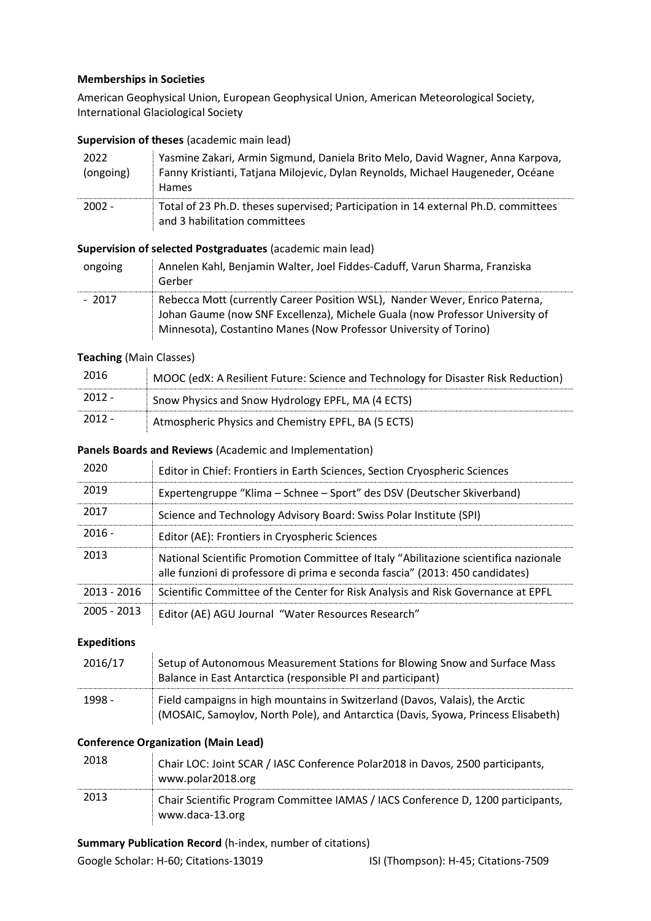**Memberships in Societies**

American Geophysical Union, European Geophysical Union, American Meteorological Society, International Glaciological Society

**Supervision of theses** (academic main lead)

| | |
|---|---|
| 2022 (ongoing) | Yasmine Zakari, Armin Sigmund, Daniela Brito Melo, David Wagner, Anna Karpova, Fanny Kristianti, Tatjana Milojevic, Dylan Reynolds, Michael Haugeneder, Océane Hames |
| 2002 - | Total of 23 Ph.D. theses supervised; Participation in 14 external Ph.D. committees and 3 habilitation committees |

**Supervision of selected Postgraduates** (academic main lead)

| | |
|---|---|
| ongoing | Annelen Kahl, Benjamin Walter, Joel Fiddes-Caduff, Varun Sharma, Franziska Gerber |
| - 2017 | Rebecca Mott (currently Career Position WSL), Nander Wever, Enrico Paterna, Johan Gaume (now SNF Excellenza), Michele Guala (now Professor University of Minnesota), Costantino Manes (Now Professor University of Torino) |

**Teaching** (Main Classes)

| | |
|---|---|
| 2016 | MOOC (edX: A Resilient Future: Science and Technology for Disaster Risk Reduction) |
| 2012 - | Snow Physics and Snow Hydrology EPFL, MA (4 ECTS) |
| 2012 - | Atmospheric Physics and Chemistry EPFL, BA (5 ECTS) |

**Panels Boards and Reviews** (Academic and Implementation)

| | |
|---|---|
| 2020 | Editor in Chief: Frontiers in Earth Sciences, Section Cryospheric Sciences |
| 2019 | Expertengruppe "Klima – Schnee – Sport" des DSV (Deutscher Skiverband) |
| 2017 | Science and Technology Advisory Board: Swiss Polar Institute (SPI) |
| 2016 - | Editor (AE): Frontiers in Cryospheric Sciences |
| 2013 | National Scientific Promotion Committee of Italy "Abilitazione scientifica nazionale alle funzioni di professore di prima e seconda fascia" (2013: 450 candidates) |
| 2013 - 2016 | Scientific Committee of the Center for Risk Analysis and Risk Governance at EPFL |
| 2005 - 2013 | Editor (AE) AGU Journal "Water Resources Research" |

**Expeditions**

| | |
|---|---|
| 2016/17 | Setup of Autonomous Measurement Stations for Blowing Snow and Surface Mass Balance in East Antarctica (responsible PI and participant) |
| 1998 - | Field campaigns in high mountains in Switzerland (Davos, Valais), the Arctic (MOSAIC, Samoylov, North Pole), and Antarctica (Davis, Syowa, Princess Elisabeth) |

**Conference Organization (Main Lead)**

| | |
|---|---|
| 2018 | Chair LOC: Joint SCAR / IASC Conference Polar2018 in Davos, 2500 participants, www.polar2018.org |
| 2013 | Chair Scientific Program Committee IAMAS / IACS Conference D, 1200 participants, www.daca-13.org |

**Summary Publication Record** (h-index, number of citations)

Google Scholar: H-60; Citations-13019 ISI (Thompson): H-45; Citations-7509